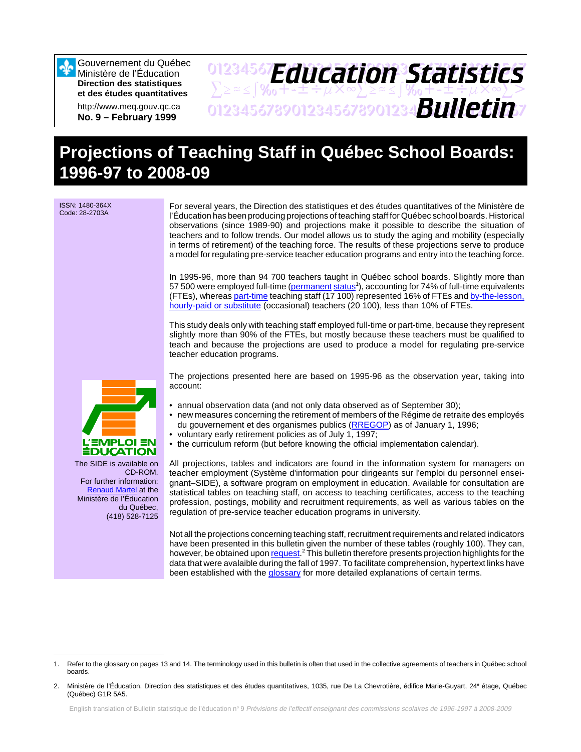Gouvernement du Québec
Ministère de l'Éducation
**Direction des statistiques et des études quantitatives**

http://www.meq.gouv.qc.ca
**No. 9 – February 1999**

# *Education Statistics Bulletin*

# Projections of Teaching Staff in Québec School Boards: 1996-97 to 2008-09

ISSN: 1480-364X
Code: 28-2703A

For several years, the Direction des statistiques et des études quantitatives of the Ministère de l'Éducation has been producing projections of teaching staff for Québec school boards. Historical observations (since 1989-90) and projections make it possible to describe the situation of teachers and to follow trends. Our model allows us to study the aging and mobility (especially in terms of retirement) of the teaching force. The results of these projections serve to produce a model for regulating pre-service teacher education programs and entry into the teaching force.

In 1995-96, more than 94 700 teachers taught in Québec school boards. Slightly more than 57 500 were employed full-time (permanent status[1]), accounting for 74% of full-time equivalents (FTEs), whereas part-time teaching staff (17 100) represented 16% of FTEs and by-the-lesson, hourly-paid or substitute (occasional) teachers (20 100), less than 10% of FTEs.

This study deals only with teaching staff employed full-time or part-time, because they represent slightly more than 90% of the FTEs, but mostly because these teachers must be qualified to teach and because the projections are used to produce a model for regulating pre-service teacher education programs.

The projections presented here are based on 1995-96 as the observation year, taking into account:

- annual observation data (and not only data observed as of September 30);
- new measures concerning the retirement of members of the Régime de retraite des employés du gouvernement et des organismes publics (RREGOP) as of January 1, 1996;
- voluntary early retirement policies as of July 1, 1997;
- the curriculum reform (but before knowing the official implementation calendar).

All projections, tables and indicators are found in the information system for managers on teacher employment (Système d'information pour dirigeants sur l'emploi du personnel enseignant–SIDE), a software program on employment in education. Available for consultation are statistical tables on teaching staff, on access to teaching certificates, access to the teaching profession, postings, mobility and recruitment requirements, as well as various tables on the regulation of pre-service teacher education programs in university.

Not all the projections concerning teaching staff, recruitment requirements and related indicators have been presented in this bulletin given the number of these tables (roughly 100). They can, however, be obtained upon request.[2] This bulletin therefore presents projection highlights for the data that were avalaible during the fall of 1997. To facilitate comprehension, hypertext links have been established with the glossary for more detailed explanations of certain terms.

L'EMPLOI EN ÉDUCATION

The SIDE is available on CD-ROM.
For further information:
Renaud Martel at the Ministère de l'Éducation du Québec,
(418) 528-7125

---

1. Refer to the glossary on pages 13 and 14. The terminology used in this bulletin is often that used in the collective agreements of teachers in Québec school boards.

2. Ministère de l'Éducation, Direction des statistiques et des études quantitatives, 1035, rue De La Chevrotière, édifice Marie-Guyart, 24e étage, Québec (Québec) G1R 5A5.

English translation of Bulletin statistique de l'éducation nº 9 *Prévisions de l'effectif enseignant des commissions scolaires de 1996-1997 à 2008-2009*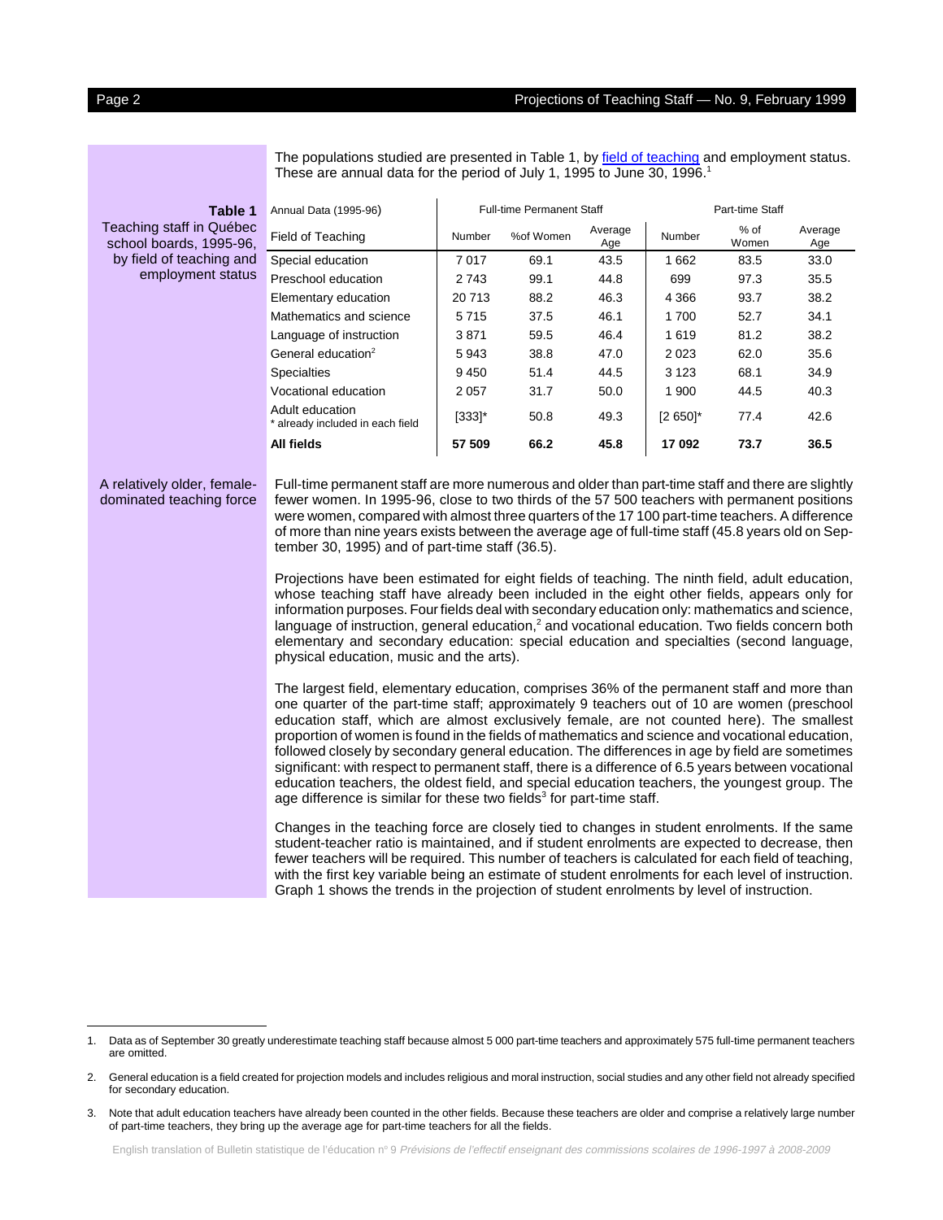The populations studied are presented in Table 1, by field of teaching and employment status. These are annual data for the period of July 1, 1995 to June 30, 1996.[1]

**Table 1**
Teaching staff in Québec school boards, 1995-96, by field of teaching and employment status

| Annual Data (1995-96) | Full-time Permanent Staff | | | Part-time Staff | | |
|---|---|---|---|---|---|---|
| Field of Teaching | Number | %of Women | Average Age | Number | % of Women | Average Age |
| Special education | 7 017 | 69.1 | 43.5 | 1 662 | 83.5 | 33.0 |
| Preschool education | 2 743 | 99.1 | 44.8 | 699 | 97.3 | 35.5 |
| Elementary education | 20 713 | 88.2 | 46.3 | 4 366 | 93.7 | 38.2 |
| Mathematics and science | 5 715 | 37.5 | 46.1 | 1 700 | 52.7 | 34.1 |
| Language of instruction | 3 871 | 59.5 | 46.4 | 1 619 | 81.2 | 38.2 |
| General education[2] | 5 943 | 38.8 | 47.0 | 2 023 | 62.0 | 35.6 |
| Specialties | 9 450 | 51.4 | 44.5 | 3 123 | 68.1 | 34.9 |
| Vocational education | 2 057 | 31.7 | 50.0 | 1 900 | 44.5 | 40.3 |
| Adult education * already included in each field | [333]* | 50.8 | 49.3 | [2 650]* | 77.4 | 42.6 |
| **All fields** | **57 509** | **66.2** | **45.8** | **17 092** | **73.7** | **36.5** |

**A relatively older, female-dominated teaching force**

Full-time permanent staff are more numerous and older than part-time staff and there are slightly fewer women. In 1995-96, close to two thirds of the 57 500 teachers with permanent positions were women, compared with almost three quarters of the 17 100 part-time teachers. A difference of more than nine years exists between the average age of full-time staff (45.8 years old on September 30, 1995) and of part-time staff (36.5).

Projections have been estimated for eight fields of teaching. The ninth field, adult education, whose teaching staff have already been included in the eight other fields, appears only for information purposes. Four fields deal with secondary education only: mathematics and science, language of instruction, general education,[2] and vocational education. Two fields concern both elementary and secondary education: special education and specialties (second language, physical education, music and the arts).

The largest field, elementary education, comprises 36% of the permanent staff and more than one quarter of the part-time staff; approximately 9 teachers out of 10 are women (preschool education staff, which are almost exclusively female, are not counted here). The smallest proportion of women is found in the fields of mathematics and science and vocational education, followed closely by secondary general education. The differences in age by field are sometimes significant: with respect to permanent staff, there is a difference of 6.5 years between vocational education teachers, the oldest field, and special education teachers, the youngest group. The age difference is similar for these two fields[3] for part-time staff.

Changes in the teaching force are closely tied to changes in student enrolments. If the same student-teacher ratio is maintained, and if student enrolments are expected to decrease, then fewer teachers will be required. This number of teachers is calculated for each field of teaching, with the first key variable being an estimate of student enrolments for each level of instruction. Graph 1 shows the trends in the projection of student enrolments by level of instruction.

---

1. Data as of September 30 greatly underestimate teaching staff because almost 5 000 part-time teachers and approximately 575 full-time permanent teachers are omitted.
2. General education is a field created for projection models and includes religious and moral instruction, social studies and any other field not already specified for secondary education.
3. Note that adult education teachers have already been counted in the other fields. Because these teachers are older and comprise a relatively large number of part-time teachers, they bring up the average age for part-time teachers for all the fields.

English translation of Bulletin statistique de l'éducation n° 9 *Prévisions de l'effectif enseignant des commissions scolaires de 1996-1997 à 2008-2009*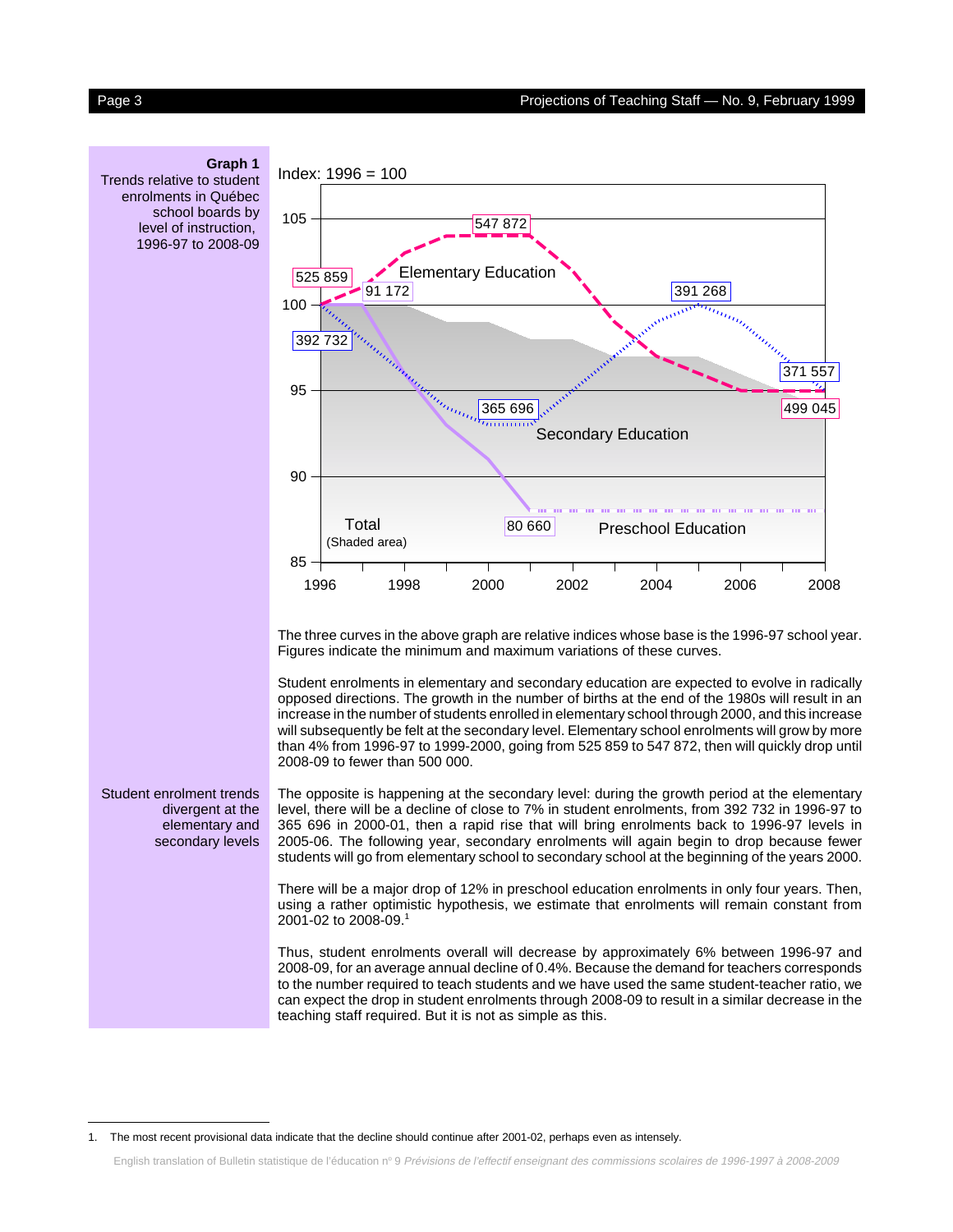**Graph 1**
Trends relative to student enrolments in Québec school boards by level of instruction, 1996-97 to 2008-09

Index: 1996 = 100

Elementary Education: 525 859 (1996), 547 872 (max), 499 045 (2008)

Secondary Education: 392 732 (1996), 365 696 (min), 391 268 (max), 371 557 (2008)

Preschool Education: 91 172 (1996), 80 660 (min)

Total (Shaded area)

The three curves in the above graph are relative indices whose base is the 1996-97 school year. Figures indicate the minimum and maximum variations of these curves.

Student enrolments in elementary and secondary education are expected to evolve in radically opposed directions. The growth in the number of births at the end of the 1980s will result in an increase in the number of students enrolled in elementary school through 2000, and this increase will subsequently be felt at the secondary level. Elementary school enrolments will grow by more than 4% from 1996-97 to 1999-2000, going from 525 859 to 547 872, then will quickly drop until 2008-09 to fewer than 500 000.

*Student enrolment trends divergent at the elementary and secondary levels*

The opposite is happening at the secondary level: during the growth period at the elementary level, there will be a decline of close to 7% in student enrolments, from 392 732 in 1996-97 to 365 696 in 2000-01, then a rapid rise that will bring enrolments back to 1996-97 levels in 2005-06. The following year, secondary enrolments will again begin to drop because fewer students will go from elementary school to secondary school at the beginning of the years 2000.

There will be a major drop of 12% in preschool education enrolments in only four years. Then, using a rather optimistic hypothesis, we estimate that enrolments will remain constant from 2001-02 to 2008-09.[1]

Thus, student enrolments overall will decrease by approximately 6% between 1996-97 and 2008-09, for an average annual decline of 0.4%. Because the demand for teachers corresponds to the number required to teach students and we have used the same student-teacher ratio, we can expect the drop in student enrolments through 2008-09 to result in a similar decrease in the teaching staff required. But it is not as simple as this.

1. The most recent provisional data indicate that the decline should continue after 2001-02, perhaps even as intensely.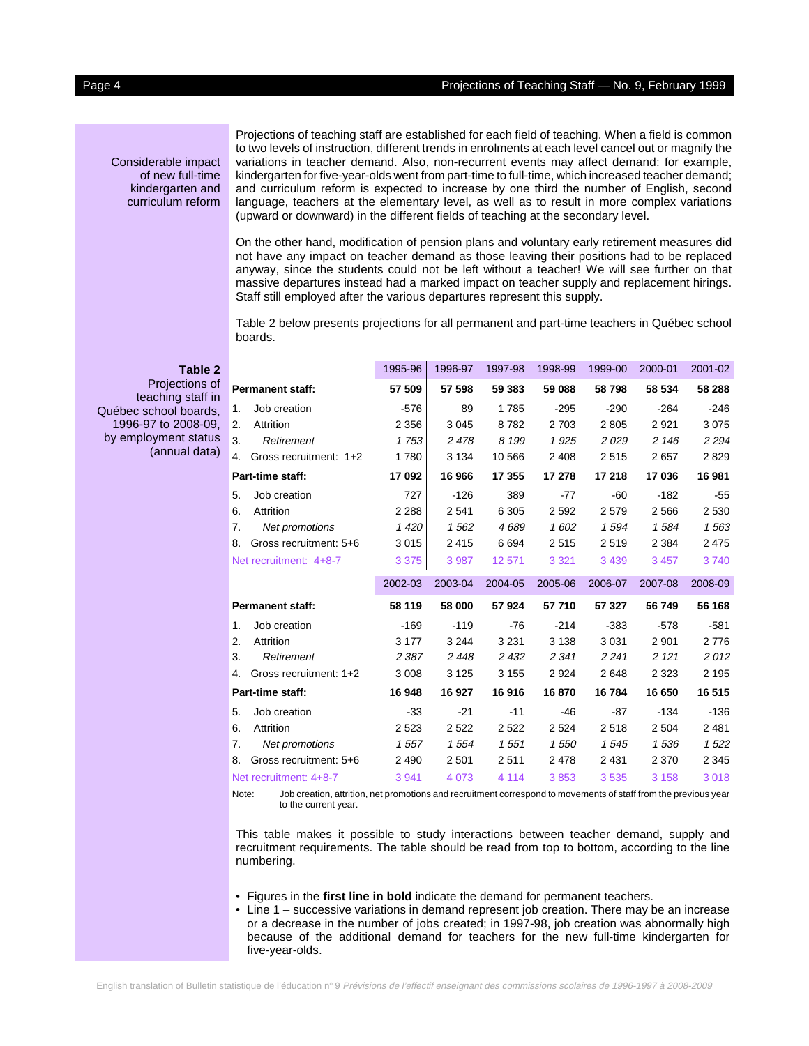**Considerable impact of new full-time kindergarten and curriculum reform**

Projections of teaching staff are established for each field of teaching. When a field is common to two levels of instruction, different trends in enrolments at each level cancel out or magnify the variations in teacher demand. Also, non-recurrent events may affect demand: for example, kindergarten for five-year-olds went from part-time to full-time, which increased teacher demand; and curriculum reform is expected to increase by one third the number of English, second language, teachers at the elementary level, as well as to result in more complex variations (upward or downward) in the different fields of teaching at the secondary level.

On the other hand, modification of pension plans and voluntary early retirement measures did not have any impact on teacher demand as those leaving their positions had to be replaced anyway, since the students could not be left without a teacher! We will see further on that massive departures instead had a marked impact on teacher supply and replacement hirings. Staff still employed after the various departures represent this supply.

Table 2 below presents projections for all permanent and part-time teachers in Québec school boards.

**Table 2**
Projections of teaching staff in Québec school boards, 1996-97 to 2008-09, by employment status (annual data)

| | 1995-96 | 1996-97 | 1997-98 | 1998-99 | 1999-00 | 2000-01 | 2001-02 |
|---|---|---|---|---|---|---|---|
| **Permanent staff:** | **57 509** | **57 598** | **59 383** | **59 088** | **58 798** | **58 534** | **58 288** |
| 1. Job creation | -576 | 89 | 1 785 | -295 | -290 | -264 | -246 |
| 2. Attrition | 2 356 | 3 045 | 8 782 | 2 703 | 2 805 | 2 921 | 3 075 |
| 3. *Retirement* | *1 753* | *2 478* | *8 199* | *1 925* | *2 029* | *2 146* | *2 294* |
| 4. Gross recruitment: 1+2 | 1 780 | 3 134 | 10 566 | 2 408 | 2 515 | 2 657 | 2 829 |
| **Part-time staff:** | **17 092** | **16 966** | **17 355** | **17 278** | **17 218** | **17 036** | **16 981** |
| 5. Job creation | 727 | -126 | 389 | -77 | -60 | -182 | -55 |
| 6. Attrition | 2 288 | 2 541 | 6 305 | 2 592 | 2 579 | 2 566 | 2 530 |
| 7. *Net promotions* | *1 420* | *1 562* | *4 689* | *1 602* | *1 594* | *1 584* | *1 563* |
| 8. Gross recruitment: 5+6 | 3 015 | 2 415 | 6 694 | 2 515 | 2 519 | 2 384 | 2 475 |
| Net recruitment: 4+8-7 | 3 375 | 3 987 | 12 571 | 3 321 | 3 439 | 3 457 | 3 740 |
| | **2002-03** | **2003-04** | **2004-05** | **2005-06** | **2006-07** | **2007-08** | **2008-09** |
| **Permanent staff:** | **58 119** | **58 000** | **57 924** | **57 710** | **57 327** | **56 749** | **56 168** |
| 1. Job creation | -169 | -119 | -76 | -214 | -383 | -578 | -581 |
| 2. Attrition | 3 177 | 3 244 | 3 231 | 3 138 | 3 031 | 2 901 | 2 776 |
| 3. *Retirement* | *2 387* | *2 448* | *2 432* | *2 341* | *2 241* | *2 121* | *2 012* |
| 4. Gross recruitment: 1+2 | 3 008 | 3 125 | 3 155 | 2 924 | 2 648 | 2 323 | 2 195 |
| **Part-time staff:** | **16 948** | **16 927** | **16 916** | **16 870** | **16 784** | **16 650** | **16 515** |
| 5. Job creation | -33 | -21 | -11 | -46 | -87 | -134 | -136 |
| 6. Attrition | 2 523 | 2 522 | 2 522 | 2 524 | 2 518 | 2 504 | 2 481 |
| 7. *Net promotions* | *1 557* | *1 554* | *1 551* | *1 550* | *1 545* | *1 536* | *1 522* |
| 8. Gross recruitment: 5+6 | 2 490 | 2 501 | 2 511 | 2 478 | 2 431 | 2 370 | 2 345 |
| Net recruitment: 4+8-7 | 3 941 | 4 073 | 4 114 | 3 853 | 3 535 | 3 158 | 3 018 |

Note: Job creation, attrition, net promotions and recruitment correspond to movements of staff from the previous year to the current year.

This table makes it possible to study interactions between teacher demand, supply and recruitment requirements. The table should be read from top to bottom, according to the line numbering.

- Figures in the **first line in bold** indicate the demand for permanent teachers.
- Line 1 – successive variations in demand represent job creation. There may be an increase or a decrease in the number of jobs created; in 1997-98, job creation was abnormally high because of the additional demand for teachers for the new full-time kindergarten for five-year-olds.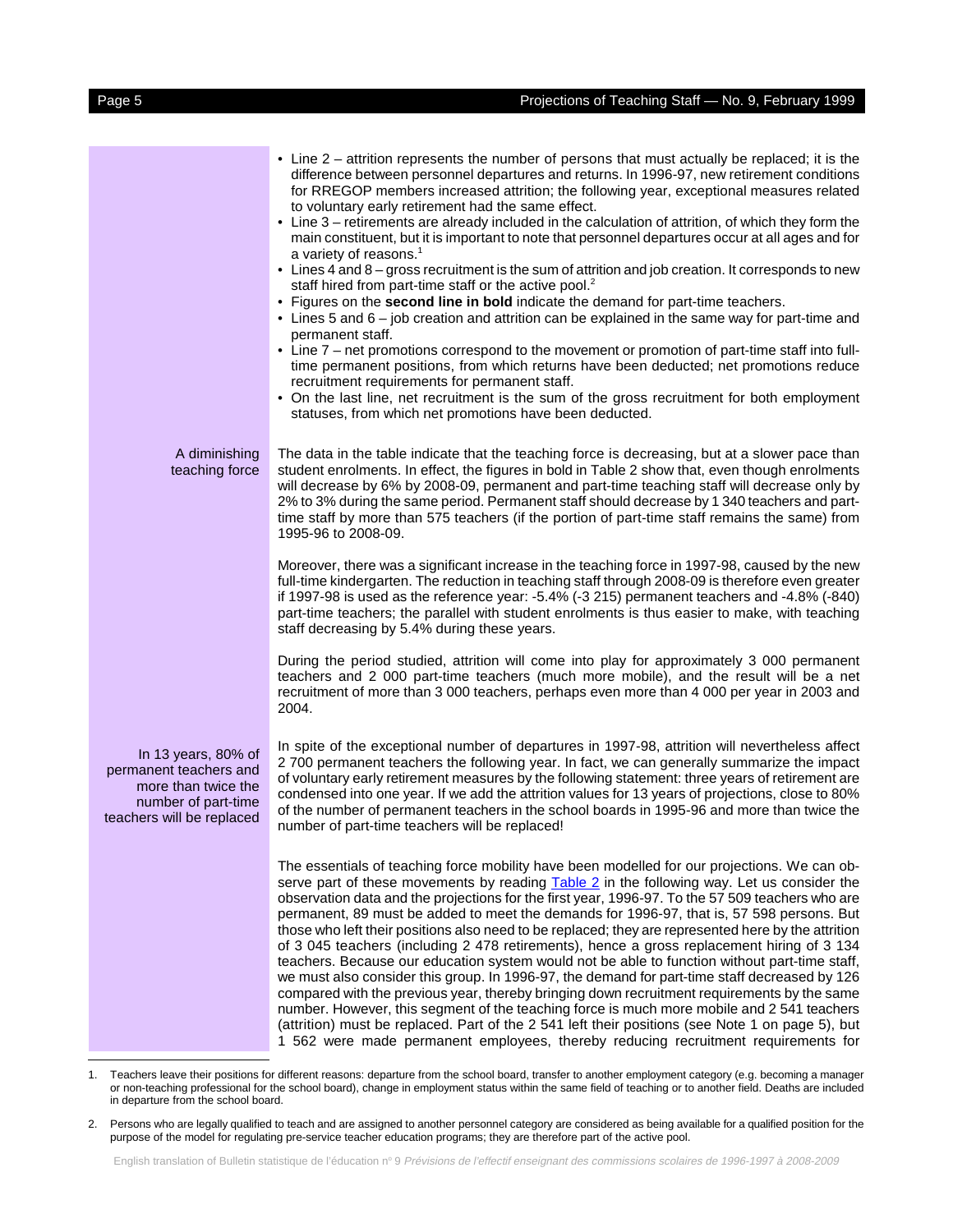- Line 2 – attrition represents the number of persons that must actually be replaced; it is the difference between personnel departures and returns. In 1996-97, new retirement conditions for RREGOP members increased attrition; the following year, exceptional measures related to voluntary early retirement had the same effect.
- Line 3 – retirements are already included in the calculation of attrition, of which they form the main constituent, but it is important to note that personnel departures occur at all ages and for a variety of reasons.[1]
- Lines 4 and 8 – gross recruitment is the sum of attrition and job creation. It corresponds to new staff hired from part-time staff or the active pool.[2]
- Figures on the **second line in bold** indicate the demand for part-time teachers.
- Lines 5 and 6 – job creation and attrition can be explained in the same way for part-time and permanent staff.
- Line 7 – net promotions correspond to the movement or promotion of part-time staff into full-time permanent positions, from which returns have been deducted; net promotions reduce recruitment requirements for permanent staff.
- On the last line, net recruitment is the sum of the gross recruitment for both employment statuses, from which net promotions have been deducted.

**A diminishing teaching force**

The data in the table indicate that the teaching force is decreasing, but at a slower pace than student enrolments. In effect, the figures in bold in Table 2 show that, even though enrolments will decrease by 6% by 2008-09, permanent and part-time teaching staff will decrease only by 2% to 3% during the same period. Permanent staff should decrease by 1 340 teachers and part-time staff by more than 575 teachers (if the portion of part-time staff remains the same) from 1995-96 to 2008-09.

Moreover, there was a significant increase in the teaching force in 1997-98, caused by the new full-time kindergarten. The reduction in teaching staff through 2008-09 is therefore even greater if 1997-98 is used as the reference year: -5.4% (-3 215) permanent teachers and -4.8% (-840) part-time teachers; the parallel with student enrolments is thus easier to make, with teaching staff decreasing by 5.4% during these years.

During the period studied, attrition will come into play for approximately 3 000 permanent teachers and 2 000 part-time teachers (much more mobile), and the result will be a net recruitment of more than 3 000 teachers, perhaps even more than 4 000 per year in 2003 and 2004.

**In 13 years, 80% of permanent teachers and more than twice the number of part-time teachers will be replaced**

In spite of the exceptional number of departures in 1997-98, attrition will nevertheless affect 2 700 permanent teachers the following year. In fact, we can generally summarize the impact of voluntary early retirement measures by the following statement: three years of retirement are condensed into one year. If we add the attrition values for 13 years of projections, close to 80% of the number of permanent teachers in the school boards in 1995-96 and more than twice the number of part-time teachers will be replaced!

The essentials of teaching force mobility have been modelled for our projections. We can observe part of these movements by reading Table 2 in the following way. Let us consider the observation data and the projections for the first year, 1996-97. To the 57 509 teachers who are permanent, 89 must be added to meet the demands for 1996-97, that is, 57 598 persons. But those who left their positions also need to be replaced; they are represented here by the attrition of 3 045 teachers (including 2 478 retirements), hence a gross replacement hiring of 3 134 teachers. Because our education system would not be able to function without part-time staff, we must also consider this group. In 1996-97, the demand for part-time staff decreased by 126 compared with the previous year, thereby bringing down recruitment requirements by the same number. However, this segment of the teaching force is much more mobile and 2 541 teachers (attrition) must be replaced. Part of the 2 541 left their positions (see Note 1 on page 5), but 1 562 were made permanent employees, thereby reducing recruitment requirements for

---

1. Teachers leave their positions for different reasons: departure from the school board, transfer to another employment category (e.g. becoming a manager or non-teaching professional for the school board), change in employment status within the same field of teaching or to another field. Deaths are included in departure from the school board.

2. Persons who are legally qualified to teach and are assigned to another personnel category are considered as being available for a qualified position for the purpose of the model for regulating pre-service teacher education programs; they are therefore part of the active pool.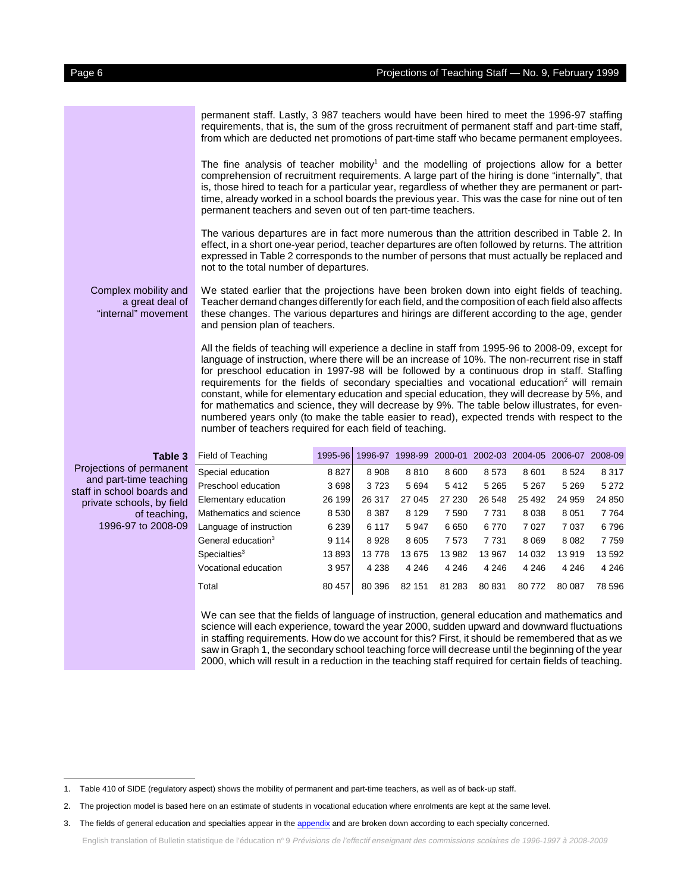permanent staff. Lastly, 3 987 teachers would have been hired to meet the 1996-97 staffing requirements, that is, the sum of the gross recruitment of permanent staff and part-time staff, from which are deducted net promotions of part-time staff who became permanent employees.

The fine analysis of teacher mobility[1] and the modelling of projections allow for a better comprehension of recruitment requirements. A large part of the hiring is done "internally", that is, those hired to teach for a particular year, regardless of whether they are permanent or part-time, already worked in a school boards the previous year. This was the case for nine out of ten permanent teachers and seven out of ten part-time teachers.

The various departures are in fact more numerous than the attrition described in Table 2. In effect, in a short one-year period, teacher departures are often followed by returns. The attrition expressed in Table 2 corresponds to the number of persons that must actually be replaced and not to the total number of departures.

**Complex mobility and a great deal of "internal" movement**

We stated earlier that the projections have been broken down into eight fields of teaching. Teacher demand changes differently for each field, and the composition of each field also affects these changes. The various departures and hirings are different according to the age, gender and pension plan of teachers.

All the fields of teaching will experience a decline in staff from 1995-96 to 2008-09, except for language of instruction, where there will be an increase of 10%. The non-recurrent rise in staff for preschool education in 1997-98 will be followed by a continuous drop in staff. Staffing requirements for the fields of secondary specialties and vocational education[2] will remain constant, while for elementary education and special education, they will decrease by 5%, and for mathematics and science, they will decrease by 9%. The table below illustrates, for even-numbered years only (to make the table easier to read), expected trends with respect to the number of teachers required for each field of teaching.

**Table 3**
Projections of permanent and part-time teaching staff in school boards and private schools, by field of teaching, 1996-97 to 2008-09

| Field of Teaching | 1995-96 | 1996-97 | 1998-99 | 2000-01 | 2002-03 | 2004-05 | 2006-07 | 2008-09 |
|---|---|---|---|---|---|---|---|---|
| Special education | 8 827 | 8 908 | 8 810 | 8 600 | 8 573 | 8 601 | 8 524 | 8 317 |
| Preschool education | 3 698 | 3 723 | 5 694 | 5 412 | 5 265 | 5 267 | 5 269 | 5 272 |
| Elementary education | 26 199 | 26 317 | 27 045 | 27 230 | 26 548 | 25 492 | 24 959 | 24 850 |
| Mathematics and science | 8 530 | 8 387 | 8 129 | 7 590 | 7 731 | 8 038 | 8 051 | 7 764 |
| Language of instruction | 6 239 | 6 117 | 5 947 | 6 650 | 6 770 | 7 027 | 7 037 | 6 796 |
| General education[3] | 9 114 | 8 928 | 8 605 | 7 573 | 7 731 | 8 069 | 8 082 | 7 759 |
| Specialties[3] | 13 893 | 13 778 | 13 675 | 13 982 | 13 967 | 14 032 | 13 919 | 13 592 |
| Vocational education | 3 957 | 4 238 | 4 246 | 4 246 | 4 246 | 4 246 | 4 246 | 4 246 |
| Total | 80 457 | 80 396 | 82 151 | 81 283 | 80 831 | 80 772 | 80 087 | 78 596 |

We can see that the fields of language of instruction, general education and mathematics and science will each experience, toward the year 2000, sudden upward and downward fluctuations in staffing requirements. How do we account for this? First, it should be remembered that as we saw in Graph 1, the secondary school teaching force will decrease until the beginning of the year 2000, which will result in a reduction in the teaching staff required for certain fields of teaching.

---

1. Table 410 of SIDE (regulatory aspect) shows the mobility of permanent and part-time teachers, as well as of back-up staff.
2. The projection model is based here on an estimate of students in vocational education where enrolments are kept at the same level.
3. The fields of general education and specialties appear in the appendix and are broken down according to each specialty concerned.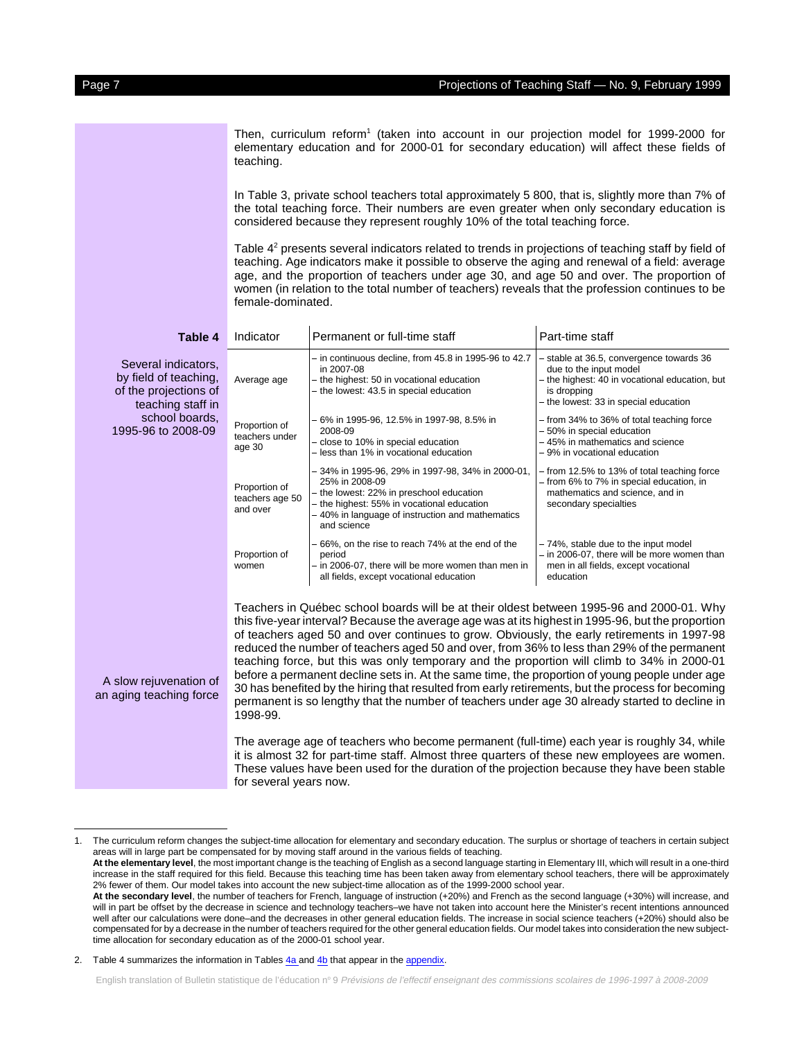Then, curriculum reform[1] (taken into account in our projection model for 1999-2000 for elementary education and for 2000-01 for secondary education) will affect these fields of teaching.

In Table 3, private school teachers total approximately 5 800, that is, slightly more than 7% of the total teaching force. Their numbers are even greater when only secondary education is considered because they represent roughly 10% of the total teaching force.

Table 4[2] presents several indicators related to trends in projections of teaching staff by field of teaching. Age indicators make it possible to observe the aging and renewal of a field: average age, and the proportion of teachers under age 30, and age 50 and over. The proportion of women (in relation to the total number of teachers) reveals that the profession continues to be female-dominated.

**Table 4**

Several indicators, by field of teaching, of the projections of teaching staff in school boards, 1995-96 to 2008-09

| Indicator | Permanent or full-time staff | Part-time staff |
| --- | --- | --- |
| Average age | – in continuous decline, from 45.8 in 1995-96 to 42.7 in 2007-08<br>– the highest: 50 in vocational education<br>– the lowest: 43.5 in special education | – stable at 36.5, convergence towards 36 due to the input model<br>– the highest: 40 in vocational education, but is dropping<br>– the lowest: 33 in special education |
| Proportion of teachers under age 30 | – 6% in 1995-96, 12.5% in 1997-98, 8.5% in 2008-09<br>– close to 10% in special education<br>– less than 1% in vocational education | – from 34% to 36% of total teaching force<br>– 50% in special education<br>– 45% in mathematics and science<br>– 9% in vocational education |
| Proportion of teachers age 50 and over | – 34% in 1995-96, 29% in 1997-98, 34% in 2000-01, 25% in 2008-09<br>– the lowest: 22% in preschool education<br>– the highest: 55% in vocational education<br>– 40% in language of instruction and mathematics and science | – from 12.5% to 13% of total teaching force<br>– from 6% to 7% in special education, in mathematics and science, and in secondary specialties |
| Proportion of women | – 66%, on the rise to reach 74% at the end of the period<br>– in 2006-07, there will be more women than men in all fields, except vocational education | – 74%, stable due to the input model<br>– in 2006-07, there will be more women than men in all fields, except vocational education |

**A slow rejuvenation of an aging teaching force**

Teachers in Québec school boards will be at their oldest between 1995-96 and 2000-01. Why this five-year interval? Because the average age was at its highest in 1995-96, but the proportion of teachers aged 50 and over continues to grow. Obviously, the early retirements in 1997-98 reduced the number of teachers aged 50 and over, from 36% to less than 29% of the permanent teaching force, but this was only temporary and the proportion will climb to 34% in 2000-01 before a permanent decline sets in. At the same time, the proportion of young people under age 30 has benefited by the hiring that resulted from early retirements, but the process for becoming permanent is so lengthy that the number of teachers under age 30 already started to decline in 1998-99.

The average age of teachers who become permanent (full-time) each year is roughly 34, while it is almost 32 for part-time staff. Almost three quarters of these new employees are women. These values have been used for the duration of the projection because they have been stable for several years now.

---

1. The curriculum reform changes the subject-time allocation for elementary and secondary education. The surplus or shortage of teachers in certain subject areas will in large part be compensated for by moving staff around in the various fields of teaching.
   **At the elementary level**, the most important change is the teaching of English as a second language starting in Elementary III, which will result in a one-third increase in the staff required for this field. Because this teaching time has been taken away from elementary school teachers, there will be approximately 2% fewer of them. Our model takes into account the new subject-time allocation as of the 1999-2000 school year.
   **At the secondary level**, the number of teachers for French, language of instruction (+20%) and French as the second language (+30%) will increase, and will in part be offset by the decrease in science and technology teachers–we have not taken into account here the Minister's recent intentions announced well after our calculations were done–and the decreases in other general education fields. The increase in social science teachers (+20%) should also be compensated for by a decrease in the number of teachers required for the other general education fields. Our model takes into consideration the new subject-time allocation for secondary education as of the 2000-01 school year.

2. Table 4 summarizes the information in Tables 4a and 4b that appear in the appendix.

English translation of Bulletin statistique de l'éducation nº 9 *Prévisions de l'effectif enseignant des commissions scolaires de 1996-1997 à 2008-2009*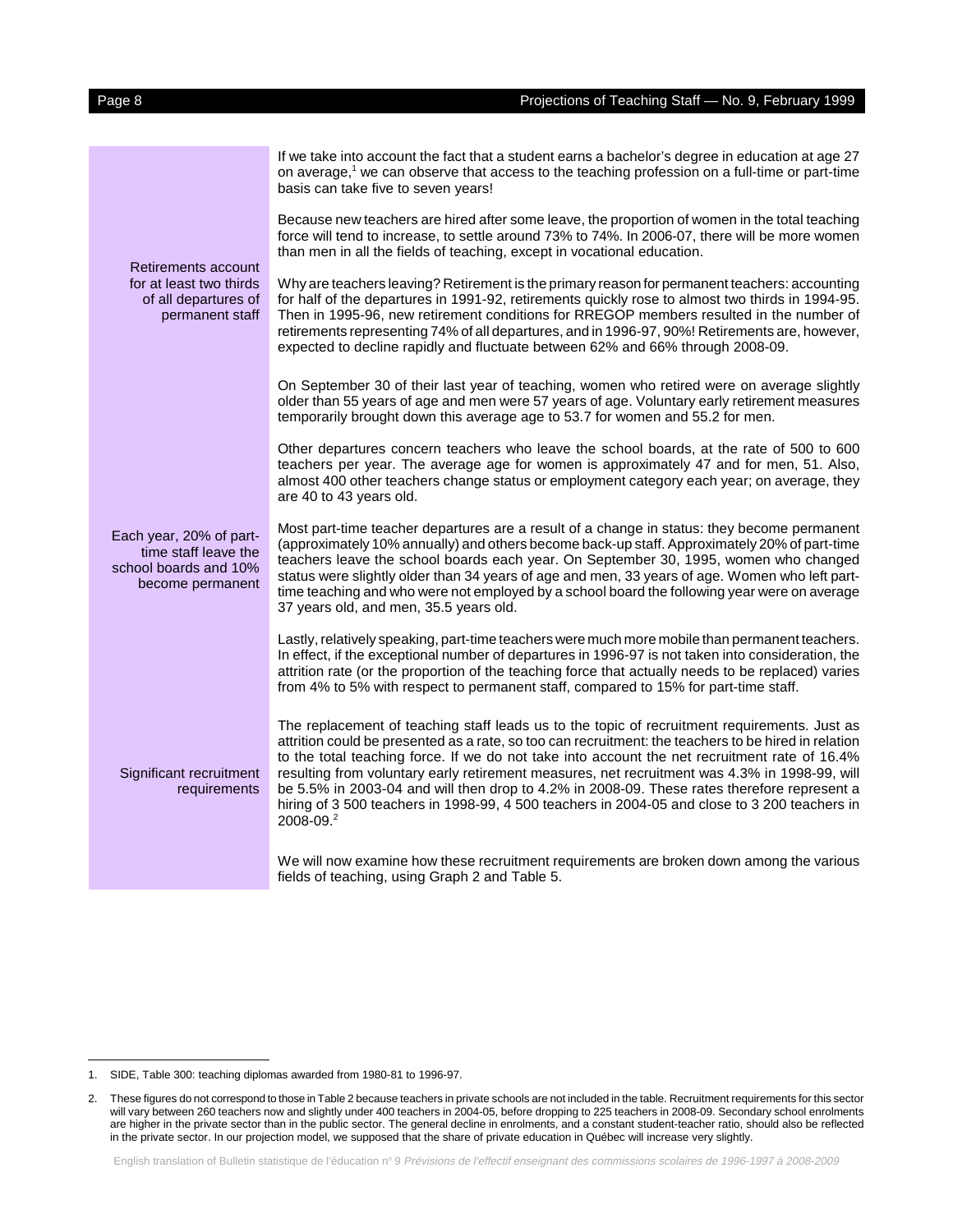If we take into account the fact that a student earns a bachelor's degree in education at age 27 on average,[1] we can observe that access to the teaching profession on a full-time or part-time basis can take five to seven years!

Because new teachers are hired after some leave, the proportion of women in the total teaching force will tend to increase, to settle around 73% to 74%. In 2006-07, there will be more women than men in all the fields of teaching, except in vocational education.

**Retirements account for at least two thirds of all departures of permanent staff**

Why are teachers leaving? Retirement is the primary reason for permanent teachers: accounting for half of the departures in 1991-92, retirements quickly rose to almost two thirds in 1994-95. Then in 1995-96, new retirement conditions for RREGOP members resulted in the number of retirements representing 74% of all departures, and in 1996-97, 90%! Retirements are, however, expected to decline rapidly and fluctuate between 62% and 66% through 2008-09.

On September 30 of their last year of teaching, women who retired were on average slightly older than 55 years of age and men were 57 years of age. Voluntary early retirement measures temporarily brought down this average age to 53.7 for women and 55.2 for men.

Other departures concern teachers who leave the school boards, at the rate of 500 to 600 teachers per year. The average age for women is approximately 47 and for men, 51. Also, almost 400 other teachers change status or employment category each year; on average, they are 40 to 43 years old.

**Each year, 20% of part-time staff leave the school boards and 10% become permanent**

Most part-time teacher departures are a result of a change in status: they become permanent (approximately 10% annually) and others become back-up staff. Approximately 20% of part-time teachers leave the school boards each year. On September 30, 1995, women who changed status were slightly older than 34 years of age and men, 33 years of age. Women who left part-time teaching and who were not employed by a school board the following year were on average 37 years old, and men, 35.5 years old.

Lastly, relatively speaking, part-time teachers were much more mobile than permanent teachers. In effect, if the exceptional number of departures in 1996-97 is not taken into consideration, the attrition rate (or the proportion of the teaching force that actually needs to be replaced) varies from 4% to 5% with respect to permanent staff, compared to 15% for part-time staff.

**Significant recruitment requirements**

The replacement of teaching staff leads us to the topic of recruitment requirements. Just as attrition could be presented as a rate, so too can recruitment: the teachers to be hired in relation to the total teaching force. If we do not take into account the net recruitment rate of 16.4% resulting from voluntary early retirement measures, net recruitment was 4.3% in 1998-99, will be 5.5% in 2003-04 and will then drop to 4.2% in 2008-09. These rates therefore represent a hiring of 3 500 teachers in 1998-99, 4 500 teachers in 2004-05 and close to 3 200 teachers in 2008-09.[2]

We will now examine how these recruitment requirements are broken down among the various fields of teaching, using Graph 2 and Table 5.

---

1. SIDE, Table 300: teaching diplomas awarded from 1980-81 to 1996-97.

2. These figures do not correspond to those in Table 2 because teachers in private schools are not included in the table. Recruitment requirements for this sector will vary between 260 teachers now and slightly under 400 teachers in 2004-05, before dropping to 225 teachers in 2008-09. Secondary school enrolments are higher in the private sector than in the public sector. The general decline in enrolments, and a constant student-teacher ratio, should also be reflected in the private sector. In our projection model, we supposed that the share of private education in Québec will increase very slightly.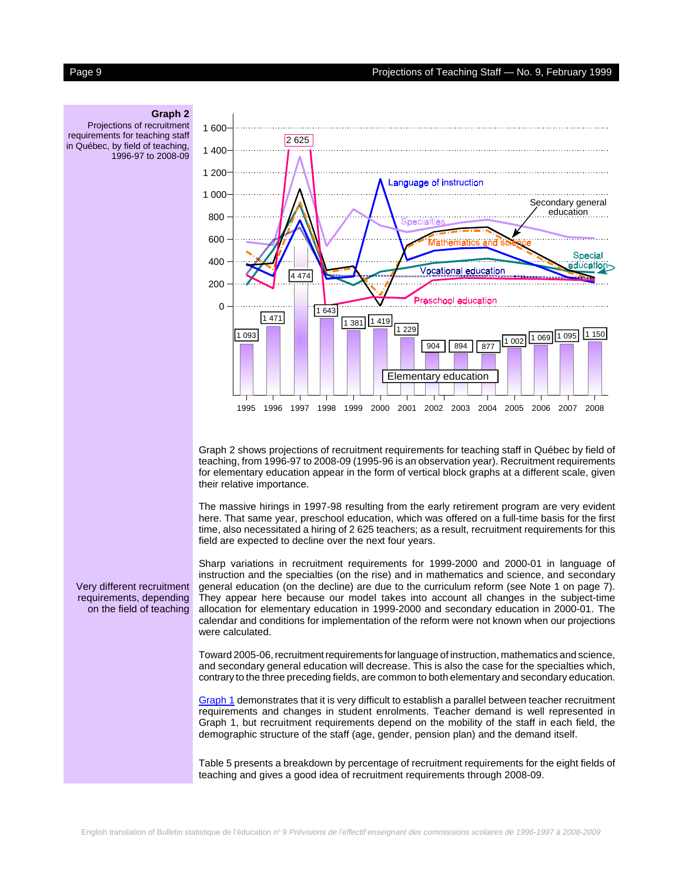**Graph 2**

Projections of recruitment requirements for teaching staff in Québec, by field of teaching, 1996-97 to 2008-09

Graph 2 shows projections of recruitment requirements for teaching staff in Québec by field of teaching, from 1996-97 to 2008-09 (1995-96 is an observation year). Recruitment requirements for elementary education appear in the form of vertical block graphs at a different scale, given their relative importance.

The massive hirings in 1997-98 resulting from the early retirement program are very evident here. That same year, preschool education, which was offered on a full-time basis for the first time, also necessitated a hiring of 2 625 teachers; as a result, recruitment requirements for this field are expected to decline over the next four years.

*Very different recruitment requirements, depending on the field of teaching*

Sharp variations in recruitment requirements for 1999-2000 and 2000-01 in language of instruction and the specialties (on the rise) and in mathematics and science, and secondary general education (on the decline) are due to the curriculum reform (see Note 1 on page 7). They appear here because our model takes into account all changes in the subject-time allocation for elementary education in 1999-2000 and secondary education in 2000-01. The calendar and conditions for implementation of the reform were not known when our projections were calculated.

Toward 2005-06, recruitment requirements for language of instruction, mathematics and science, and secondary general education will decrease. This is also the case for the specialties which, contrary to the three preceding fields, are common to both elementary and secondary education.

Graph 1 demonstrates that it is very difficult to establish a parallel between teacher recruitment requirements and changes in student enrolments. Teacher demand is well represented in Graph 1, but recruitment requirements depend on the mobility of the staff in each field, the demographic structure of the staff (age, gender, pension plan) and the demand itself.

Table 5 presents a breakdown by percentage of recruitment requirements for the eight fields of teaching and gives a good idea of recruitment requirements through 2008-09.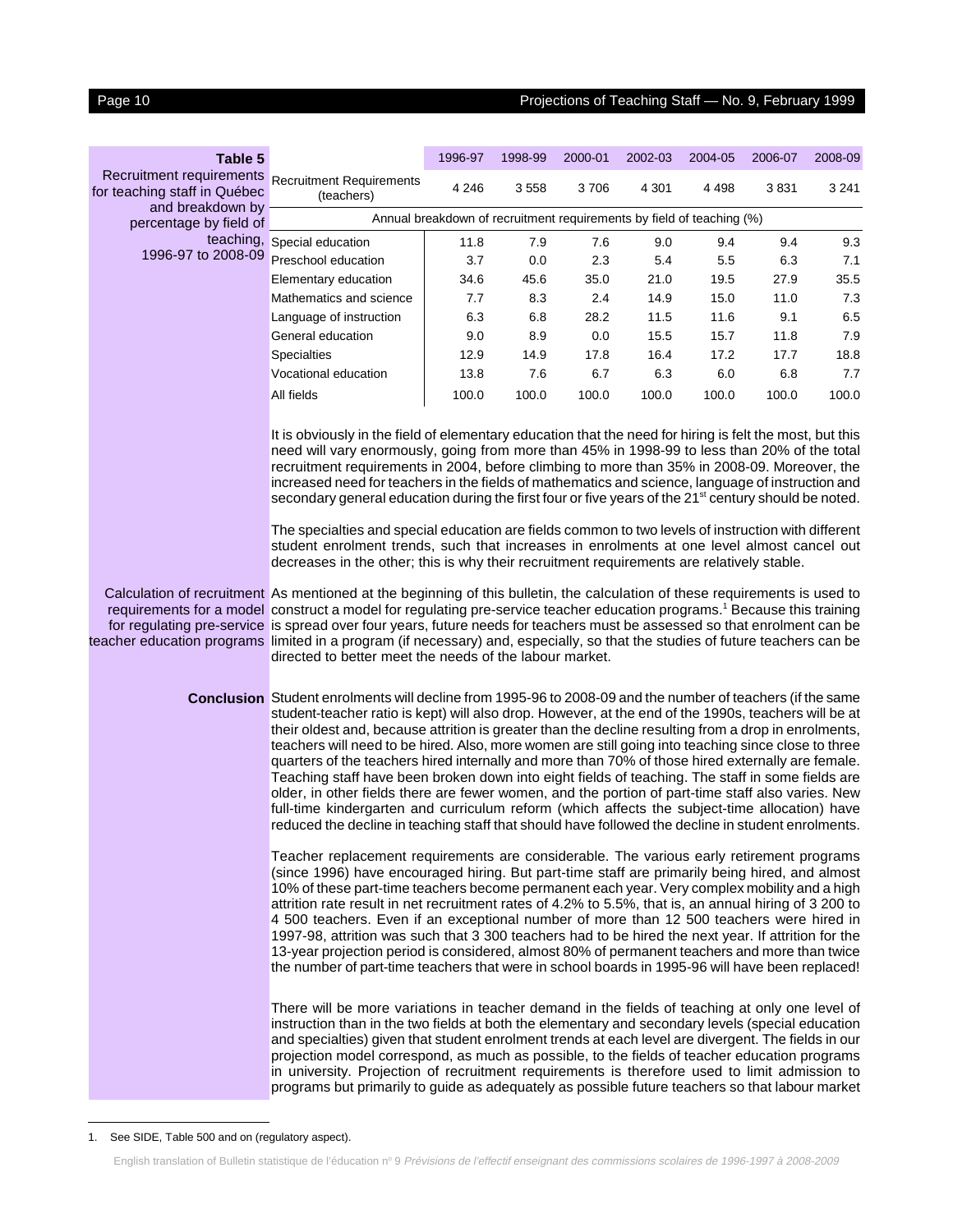**Table 5**
Recruitment requirements for teaching staff in Québec and breakdown by percentage by field of teaching, 1996-97 to 2008-09

| | 1996-97 | 1998-99 | 2000-01 | 2002-03 | 2004-05 | 2006-07 | 2008-09 |
|---|---|---|---|---|---|---|---|
| Recruitment Requirements (teachers) | 4 246 | 3 558 | 3 706 | 4 301 | 4 498 | 3 831 | 3 241 |
| | Annual breakdown of recruitment requirements by field of teaching (%) | | | | | | |
| Special education | 11.8 | 7.9 | 7.6 | 9.0 | 9.4 | 9.4 | 9.3 |
| Preschool education | 3.7 | 0.0 | 2.3 | 5.4 | 5.5 | 6.3 | 7.1 |
| Elementary education | 34.6 | 45.6 | 35.0 | 21.0 | 19.5 | 27.9 | 35.5 |
| Mathematics and science | 7.7 | 8.3 | 2.4 | 14.9 | 15.0 | 11.0 | 7.3 |
| Language of instruction | 6.3 | 6.8 | 28.2 | 11.5 | 11.6 | 9.1 | 6.5 |
| General education | 9.0 | 8.9 | 0.0 | 15.5 | 15.7 | 11.8 | 7.9 |
| Specialties | 12.9 | 14.9 | 17.8 | 16.4 | 17.2 | 17.7 | 18.8 |
| Vocational education | 13.8 | 7.6 | 6.7 | 6.3 | 6.0 | 6.8 | 7.7 |
| All fields | 100.0 | 100.0 | 100.0 | 100.0 | 100.0 | 100.0 | 100.0 |

It is obviously in the field of elementary education that the need for hiring is felt the most, but this need will vary enormously, going from more than 45% in 1998-99 to less than 20% of the total recruitment requirements in 2004, before climbing to more than 35% in 2008-09. Moreover, the increased need for teachers in the fields of mathematics and science, language of instruction and secondary general education during the first four or five years of the 21st century should be noted.

The specialties and special education are fields common to two levels of instruction with different student enrolment trends, such that increases in enrolments at one level almost cancel out decreases in the other; this is why their recruitment requirements are relatively stable.

**Calculation of recruitment requirements for a model for regulating pre-service teacher education programs**

As mentioned at the beginning of this bulletin, the calculation of these requirements is used to construct a model for regulating pre-service teacher education programs.[1] Because this training is spread over four years, future needs for teachers must be assessed so that enrolment can be limited in a program (if necessary) and, especially, so that the studies of future teachers can be directed to better meet the needs of the labour market.

## Conclusion

Student enrolments will decline from 1995-96 to 2008-09 and the number of teachers (if the same student-teacher ratio is kept) will also drop. However, at the end of the 1990s, teachers will be at their oldest and, because attrition is greater than the decline resulting from a drop in enrolments, teachers will need to be hired. Also, more women are still going into teaching since close to three quarters of the teachers hired internally and more than 70% of those hired externally are female. Teaching staff have been broken down into eight fields of teaching. The staff in some fields are older, in other fields there are fewer women, and the portion of part-time staff also varies. New full-time kindergarten and curriculum reform (which affects the subject-time allocation) have reduced the decline in teaching staff that should have followed the decline in student enrolments.

Teacher replacement requirements are considerable. The various early retirement programs (since 1996) have encouraged hiring. But part-time staff are primarily being hired, and almost 10% of these part-time teachers become permanent each year. Very complex mobility and a high attrition rate result in net recruitment rates of 4.2% to 5.5%, that is, an annual hiring of 3 200 to 4 500 teachers. Even if an exceptional number of more than 12 500 teachers were hired in 1997-98, attrition was such that 3 300 teachers had to be hired the next year. If attrition for the 13-year projection period is considered, almost 80% of permanent teachers and more than twice the number of part-time teachers that were in school boards in 1995-96 will have been replaced!

There will be more variations in teacher demand in the fields of teaching at only one level of instruction than in the two fields at both the elementary and secondary levels (special education and specialties) given that student enrolment trends at each level are divergent. The fields in our projection model correspond, as much as possible, to the fields of teacher education programs in university. Projection of recruitment requirements is therefore used to limit admission to programs but primarily to guide as adequately as possible future teachers so that labour market

1. See SIDE, Table 500 and on (regulatory aspect).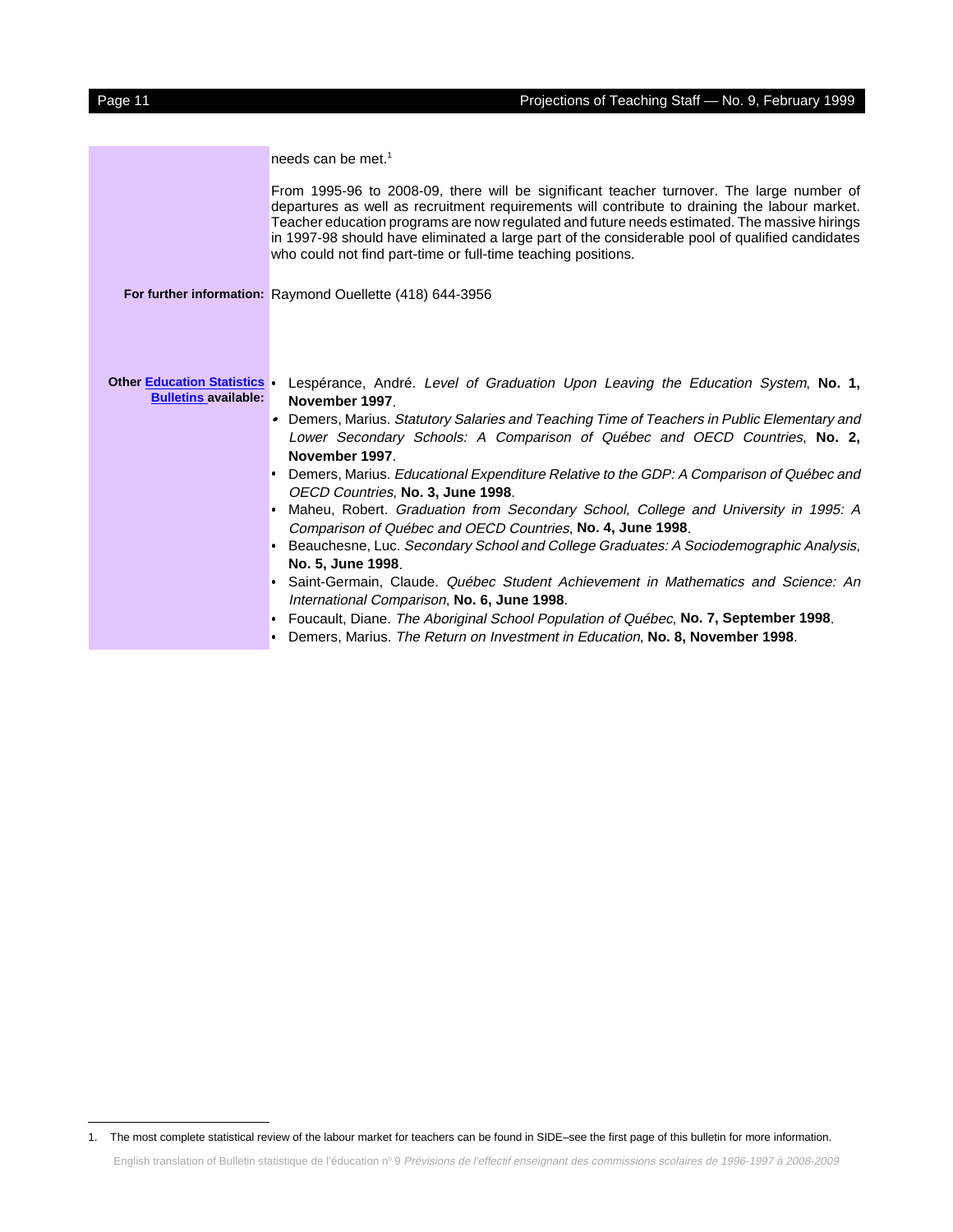needs can be met.[1]

From 1995-96 to 2008-09, there will be significant teacher turnover. The large number of departures as well as recruitment requirements will contribute to draining the labour market. Teacher education programs are now regulated and future needs estimated. The massive hirings in 1997-98 should have eliminated a large part of the considerable pool of qualified candidates who could not find part-time or full-time teaching positions.

**For further information:** Raymond Ouellette (418) 644-3956

**Other Education Statistics Bulletins available:**

- Lespérance, André. *Level of Graduation Upon Leaving the Education System*, **No. 1, November 1997**.
- Demers, Marius. *Statutory Salaries and Teaching Time of Teachers in Public Elementary and Lower Secondary Schools: A Comparison of Québec and OECD Countries*, **No. 2, November 1997**.
- Demers, Marius. *Educational Expenditure Relative to the GDP: A Comparison of Québec and OECD Countries*, **No. 3, June 1998**.
- Maheu, Robert. *Graduation from Secondary School, College and University in 1995: A Comparison of Québec and OECD Countries*, **No. 4, June 1998**.
- Beauchesne, Luc. *Secondary School and College Graduates: A Sociodemographic Analysis*, **No. 5, June 1998**.
- Saint-Germain, Claude. *Québec Student Achievement in Mathematics and Science: An International Comparison*, **No. 6, June 1998**.
- Foucault, Diane. *The Aboriginal School Population of Québec*, **No. 7, September 1998**.
- Demers, Marius. *The Return on Investment in Education*, **No. 8, November 1998**.

1. The most complete statistical review of the labour market for teachers can be found in SIDE–see the first page of this bulletin for more information.

English translation of Bulletin statistique de l'éducation nº 9 *Prévisions de l'effectif enseignant des commissions scolaires de 1996-1997 à 2008-2009*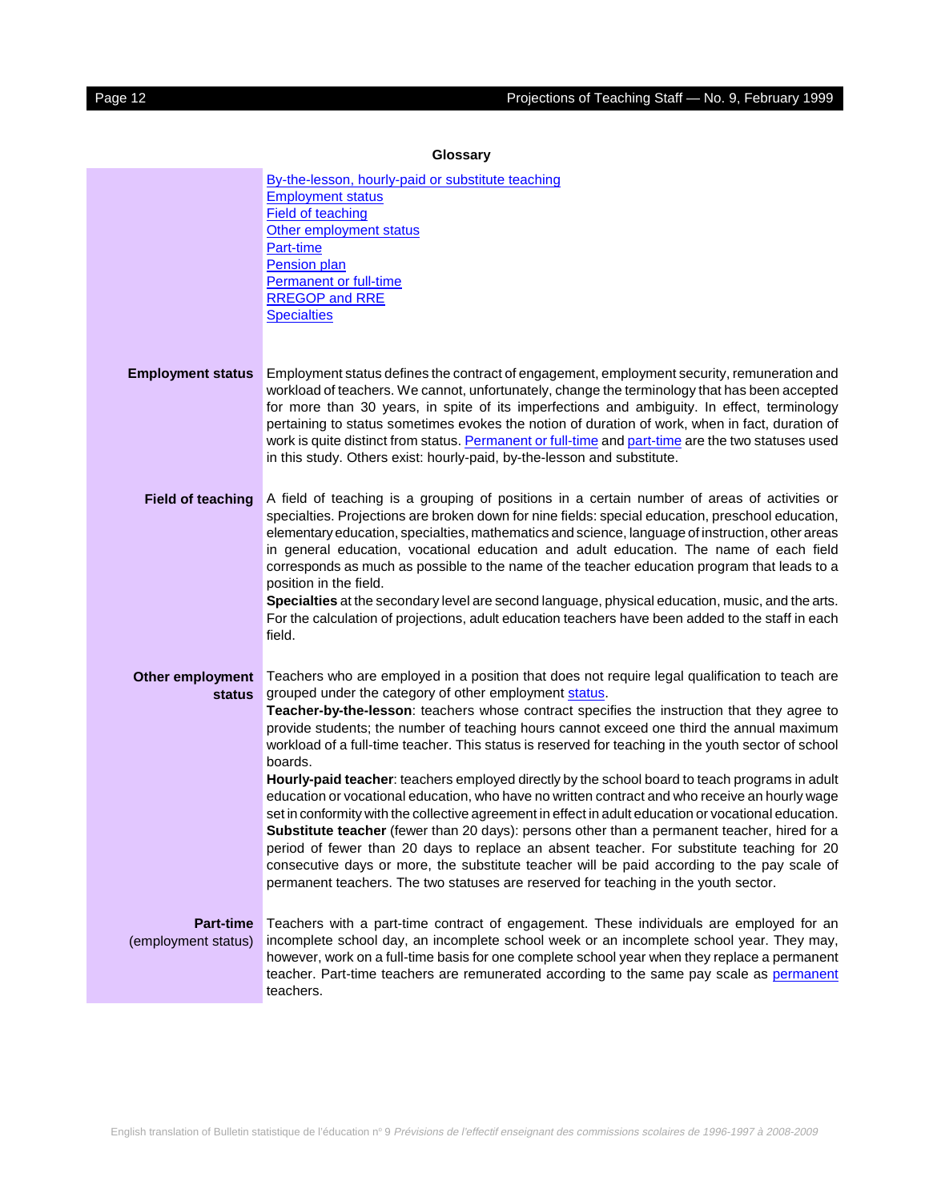## Glossary

- By-the-lesson, hourly-paid or substitute teaching
- Employment status
- Field of teaching
- Other employment status
- Part-time
- Pension plan
- Permanent or full-time
- RREGOP and RRE
- Specialties

**Employment status**

Employment status defines the contract of engagement, employment security, remuneration and workload of teachers. We cannot, unfortunately, change the terminology that has been accepted for more than 30 years, in spite of its imperfections and ambiguity. In effect, terminology pertaining to status sometimes evokes the notion of duration of work, when in fact, duration of work is quite distinct from status. Permanent or full-time and part-time are the two statuses used in this study. Others exist: hourly-paid, by-the-lesson and substitute.

**Field of teaching**

A field of teaching is a grouping of positions in a certain number of areas of activities or specialties. Projections are broken down for nine fields: special education, preschool education, elementary education, specialties, mathematics and science, language of instruction, other areas in general education, vocational education and adult education. The name of each field corresponds as much as possible to the name of the teacher education program that leads to a position in the field.

**Specialties** at the secondary level are second language, physical education, music, and the arts. For the calculation of projections, adult education teachers have been added to the staff in each field.

**Other employment status**

Teachers who are employed in a position that does not require legal qualification to teach are grouped under the category of other employment status.

**Teacher-by-the-lesson**: teachers whose contract specifies the instruction that they agree to provide students; the number of teaching hours cannot exceed one third the annual maximum workload of a full-time teacher. This status is reserved for teaching in the youth sector of school boards.

**Hourly-paid teacher**: teachers employed directly by the school board to teach programs in adult education or vocational education, who have no written contract and who receive an hourly wage set in conformity with the collective agreement in effect in adult education or vocational education.

**Substitute teacher** (fewer than 20 days): persons other than a permanent teacher, hired for a period of fewer than 20 days to replace an absent teacher. For substitute teaching for 20 consecutive days or more, the substitute teacher will be paid according to the pay scale of permanent teachers. The two statuses are reserved for teaching in the youth sector.

**Part-time** (employment status)

Teachers with a part-time contract of engagement. These individuals are employed for an incomplete school day, an incomplete school week or an incomplete school year. They may, however, work on a full-time basis for one complete school year when they replace a permanent teacher. Part-time teachers are remunerated according to the same pay scale as permanent teachers.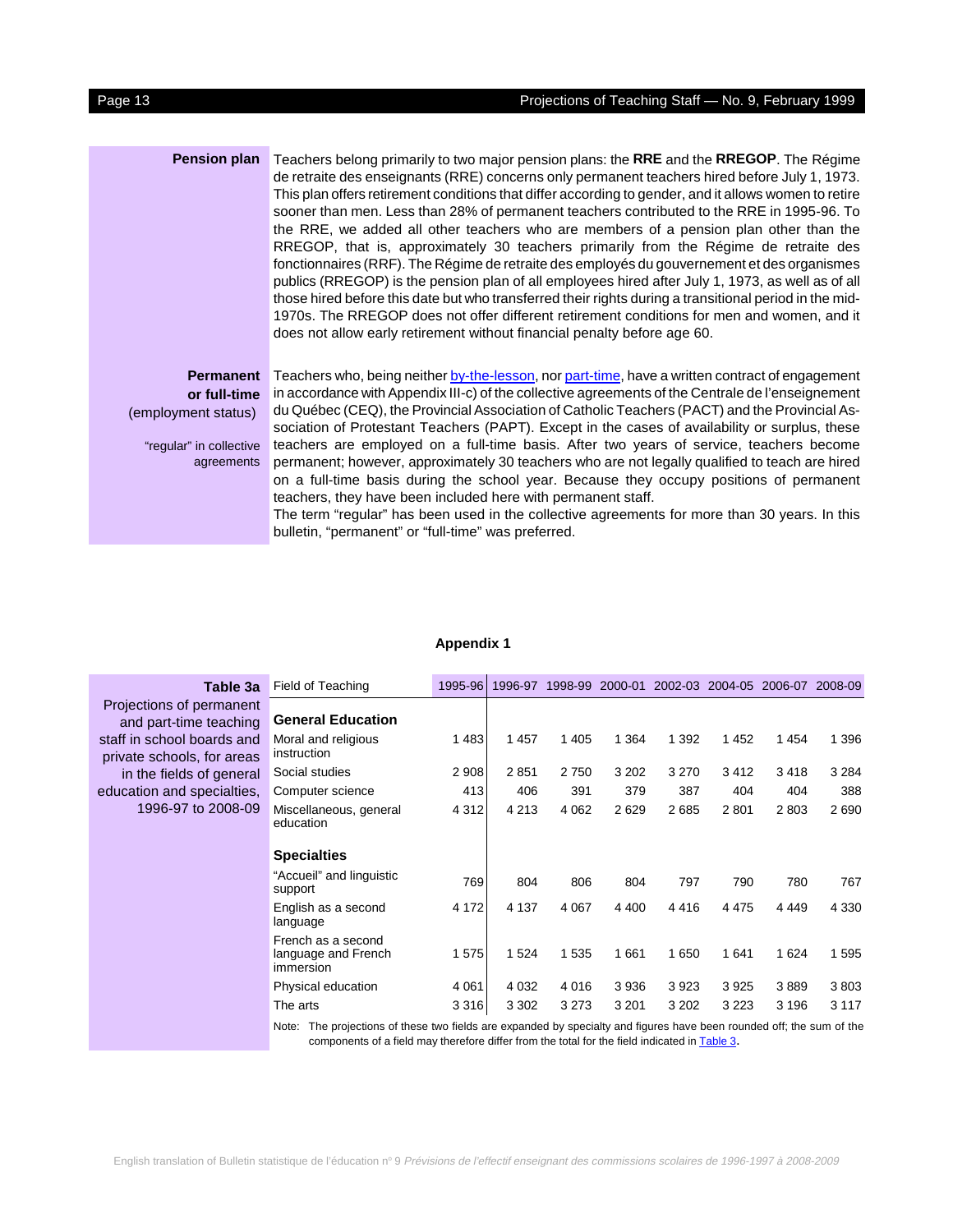**Pension plan**

Teachers belong primarily to two major pension plans: the **RRE** and the **RREGOP**. The Régime de retraite des enseignants (RRE) concerns only permanent teachers hired before July 1, 1973. This plan offers retirement conditions that differ according to gender, and it allows women to retire sooner than men. Less than 28% of permanent teachers contributed to the RRE in 1995-96. To the RRE, we added all other teachers who are members of a pension plan other than the RREGOP, that is, approximately 30 teachers primarily from the Régime de retraite des fonctionnaires (RRF). The Régime de retraite des employés du gouvernement et des organismes publics (RREGOP) is the pension plan of all employees hired after July 1, 1973, as well as of all those hired before this date but who transferred their rights during a transitional period in the mid-1970s. The RREGOP does not offer different retirement conditions for men and women, and it does not allow early retirement without financial penalty before age 60.

**Permanent or full-time**
(employment status)

"regular" in collective agreements

Teachers who, being neither by-the-lesson, nor part-time, have a written contract of engagement in accordance with Appendix III-c) of the collective agreements of the Centrale de l'enseignement du Québec (CEQ), the Provincial Association of Catholic Teachers (PACT) and the Provincial Association of Protestant Teachers (PAPT). Except in the cases of availability or surplus, these teachers are employed on a full-time basis. After two years of service, teachers become permanent; however, approximately 30 teachers who are not legally qualified to teach are hired on a full-time basis during the school year. Because they occupy positions of permanent teachers, they have been included here with permanent staff.
The term "regular" has been used in the collective agreements for more than 30 years. In this bulletin, "permanent" or "full-time" was preferred.

## Appendix 1

**Table 3a**
Projections of permanent and part-time teaching staff in school boards and private schools, for areas in the fields of general education and specialties, 1996-97 to 2008-09

| Field of Teaching | 1995-96 | 1996-97 | 1998-99 | 2000-01 | 2002-03 | 2004-05 | 2006-07 | 2008-09 |
|---|---|---|---|---|---|---|---|---|
| **General Education** | | | | | | | | |
| Moral and religious instruction | 1 483 | 1 457 | 1 405 | 1 364 | 1 392 | 1 452 | 1 454 | 1 396 |
| Social studies | 2 908 | 2 851 | 2 750 | 3 202 | 3 270 | 3 412 | 3 418 | 3 284 |
| Computer science | 413 | 406 | 391 | 379 | 387 | 404 | 404 | 388 |
| Miscellaneous, general education | 4 312 | 4 213 | 4 062 | 2 629 | 2 685 | 2 801 | 2 803 | 2 690 |
| **Specialties** | | | | | | | | |
| "Accueil" and linguistic support | 769 | 804 | 806 | 804 | 797 | 790 | 780 | 767 |
| English as a second language | 4 172 | 4 137 | 4 067 | 4 400 | 4 416 | 4 475 | 4 449 | 4 330 |
| French as a second language and French immersion | 1 575 | 1 524 | 1 535 | 1 661 | 1 650 | 1 641 | 1 624 | 1 595 |
| Physical education | 4 061 | 4 032 | 4 016 | 3 936 | 3 923 | 3 925 | 3 889 | 3 803 |
| The arts | 3 316 | 3 302 | 3 273 | 3 201 | 3 202 | 3 223 | 3 196 | 3 117 |

Note: The projections of these two fields are expanded by specialty and figures have been rounded off; the sum of the components of a field may therefore differ from the total for the field indicated in Table 3.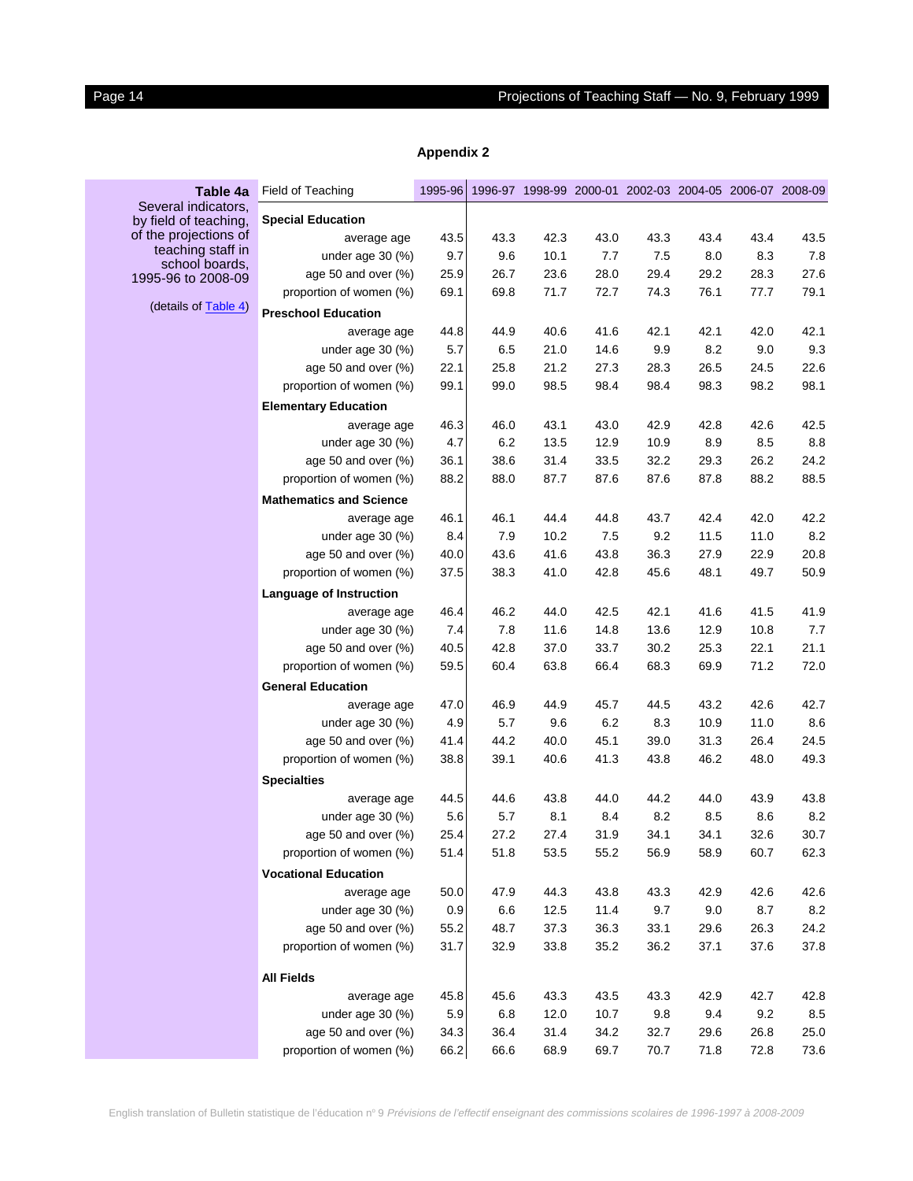## Appendix 2

**Table 4a**
Several indicators, by field of teaching, of the projections of teaching staff in school boards, 1995-96 to 2008-09

(details of Table 4)

| Field of Teaching | 1995-96 | 1996-97 | 1998-99 | 2000-01 | 2002-03 | 2004-05 | 2006-07 | 2008-09 |
|---|---|---|---|---|---|---|---|---|
| **Special Education** | | | | | | | | |
| average age | 43.5 | 43.3 | 42.3 | 43.0 | 43.3 | 43.4 | 43.4 | 43.5 |
| under age 30 (%) | 9.7 | 9.6 | 10.1 | 7.7 | 7.5 | 8.0 | 8.3 | 7.8 |
| age 50 and over (%) | 25.9 | 26.7 | 23.6 | 28.0 | 29.4 | 29.2 | 28.3 | 27.6 |
| proportion of women (%) | 69.1 | 69.8 | 71.7 | 72.7 | 74.3 | 76.1 | 77.7 | 79.1 |
| **Preschool Education** | | | | | | | | |
| average age | 44.8 | 44.9 | 40.6 | 41.6 | 42.1 | 42.1 | 42.0 | 42.1 |
| under age 30 (%) | 5.7 | 6.5 | 21.0 | 14.6 | 9.9 | 8.2 | 9.0 | 9.3 |
| age 50 and over (%) | 22.1 | 25.8 | 21.2 | 27.3 | 28.3 | 26.5 | 24.5 | 22.6 |
| proportion of women (%) | 99.1 | 99.0 | 98.5 | 98.4 | 98.4 | 98.3 | 98.2 | 98.1 |
| **Elementary Education** | | | | | | | | |
| average age | 46.3 | 46.0 | 43.1 | 43.0 | 42.9 | 42.8 | 42.6 | 42.5 |
| under age 30 (%) | 4.7 | 6.2 | 13.5 | 12.9 | 10.9 | 8.9 | 8.5 | 8.8 |
| age 50 and over (%) | 36.1 | 38.6 | 31.4 | 33.5 | 32.2 | 29.3 | 26.2 | 24.2 |
| proportion of women (%) | 88.2 | 88.0 | 87.7 | 87.6 | 87.6 | 87.8 | 88.2 | 88.5 |
| **Mathematics and Science** | | | | | | | | |
| average age | 46.1 | 46.1 | 44.4 | 44.8 | 43.7 | 42.4 | 42.0 | 42.2 |
| under age 30 (%) | 8.4 | 7.9 | 10.2 | 7.5 | 9.2 | 11.5 | 11.0 | 8.2 |
| age 50 and over (%) | 40.0 | 43.6 | 41.6 | 43.8 | 36.3 | 27.9 | 22.9 | 20.8 |
| proportion of women (%) | 37.5 | 38.3 | 41.0 | 42.8 | 45.6 | 48.1 | 49.7 | 50.9 |
| **Language of Instruction** | | | | | | | | |
| average age | 46.4 | 46.2 | 44.0 | 42.5 | 42.1 | 41.6 | 41.5 | 41.9 |
| under age 30 (%) | 7.4 | 7.8 | 11.6 | 14.8 | 13.6 | 12.9 | 10.8 | 7.7 |
| age 50 and over (%) | 40.5 | 42.8 | 37.0 | 33.7 | 30.2 | 25.3 | 22.1 | 21.1 |
| proportion of women (%) | 59.5 | 60.4 | 63.8 | 66.4 | 68.3 | 69.9 | 71.2 | 72.0 |
| **General Education** | | | | | | | | |
| average age | 47.0 | 46.9 | 44.9 | 45.7 | 44.5 | 43.2 | 42.6 | 42.7 |
| under age 30 (%) | 4.9 | 5.7 | 9.6 | 6.2 | 8.3 | 10.9 | 11.0 | 8.6 |
| age 50 and over (%) | 41.4 | 44.2 | 40.0 | 45.1 | 39.0 | 31.3 | 26.4 | 24.5 |
| proportion of women (%) | 38.8 | 39.1 | 40.6 | 41.3 | 43.8 | 46.2 | 48.0 | 49.3 |
| **Specialties** | | | | | | | | |
| average age | 44.5 | 44.6 | 43.8 | 44.0 | 44.2 | 44.0 | 43.9 | 43.8 |
| under age 30 (%) | 5.6 | 5.7 | 8.1 | 8.4 | 8.2 | 8.5 | 8.6 | 8.2 |
| age 50 and over (%) | 25.4 | 27.2 | 27.4 | 31.9 | 34.1 | 34.1 | 32.6 | 30.7 |
| proportion of women (%) | 51.4 | 51.8 | 53.5 | 55.2 | 56.9 | 58.9 | 60.7 | 62.3 |
| **Vocational Education** | | | | | | | | |
| average age | 50.0 | 47.9 | 44.3 | 43.8 | 43.3 | 42.9 | 42.6 | 42.6 |
| under age 30 (%) | 0.9 | 6.6 | 12.5 | 11.4 | 9.7 | 9.0 | 8.7 | 8.2 |
| age 50 and over (%) | 55.2 | 48.7 | 37.3 | 36.3 | 33.1 | 29.6 | 26.3 | 24.2 |
| proportion of women (%) | 31.7 | 32.9 | 33.8 | 35.2 | 36.2 | 37.1 | 37.6 | 37.8 |
| **All Fields** | | | | | | | | |
| average age | 45.8 | 45.6 | 43.3 | 43.5 | 43.3 | 42.9 | 42.7 | 42.8 |
| under age 30 (%) | 5.9 | 6.8 | 12.0 | 10.7 | 9.8 | 9.4 | 9.2 | 8.5 |
| age 50 and over (%) | 34.3 | 36.4 | 31.4 | 34.2 | 32.7 | 29.6 | 26.8 | 25.0 |
| proportion of women (%) | 66.2 | 66.6 | 68.9 | 69.7 | 70.7 | 71.8 | 72.8 | 73.6 |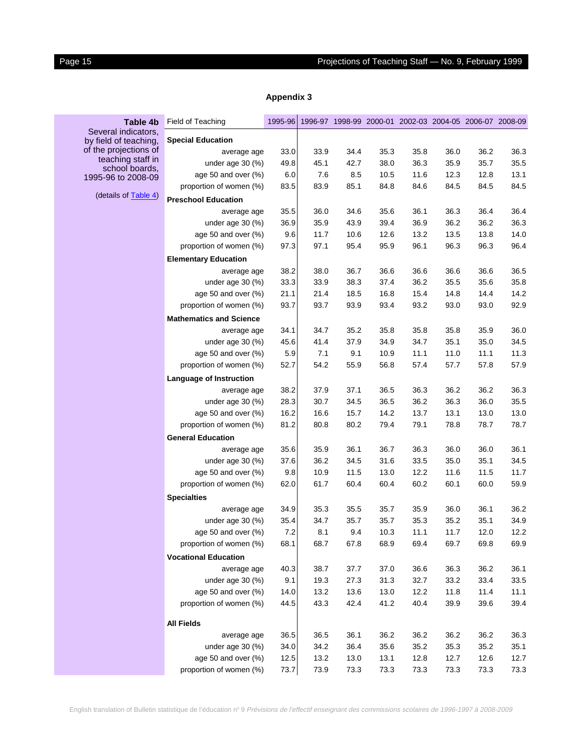## Appendix 3

**Table 4b**
Several indicators, by field of teaching, of the projections of teaching staff in school boards, 1995-96 to 2008-09

(details of Table 4)

| Field of Teaching | 1995-96 | 1996-97 | 1998-99 | 2000-01 | 2002-03 | 2004-05 | 2006-07 | 2008-09 |
|---|---|---|---|---|---|---|---|---|
| **Special Education** | | | | | | | | |
| average age | 33.0 | 33.9 | 34.4 | 35.3 | 35.8 | 36.0 | 36.2 | 36.3 |
| under age 30 (%) | 49.8 | 45.1 | 42.7 | 38.0 | 36.3 | 35.9 | 35.7 | 35.5 |
| age 50 and over (%) | 6.0 | 7.6 | 8.5 | 10.5 | 11.6 | 12.3 | 12.8 | 13.1 |
| proportion of women (%) | 83.5 | 83.9 | 85.1 | 84.8 | 84.6 | 84.5 | 84.5 | 84.5 |
| **Preschool Education** | | | | | | | | |
| average age | 35.5 | 36.0 | 34.6 | 35.6 | 36.1 | 36.3 | 36.4 | 36.4 |
| under age 30 (%) | 36.9 | 35.9 | 43.9 | 39.4 | 36.9 | 36.2 | 36.2 | 36.3 |
| age 50 and over (%) | 9.6 | 11.7 | 10.6 | 12.6 | 13.2 | 13.5 | 13.8 | 14.0 |
| proportion of women (%) | 97.3 | 97.1 | 95.4 | 95.9 | 96.1 | 96.3 | 96.3 | 96.4 |
| **Elementary Education** | | | | | | | | |
| average age | 38.2 | 38.0 | 36.7 | 36.6 | 36.6 | 36.6 | 36.6 | 36.5 |
| under age 30 (%) | 33.3 | 33.9 | 38.3 | 37.4 | 36.2 | 35.5 | 35.6 | 35.8 |
| age 50 and over (%) | 21.1 | 21.4 | 18.5 | 16.8 | 15.4 | 14.8 | 14.4 | 14.2 |
| proportion of women (%) | 93.7 | 93.7 | 93.9 | 93.4 | 93.2 | 93.0 | 93.0 | 92.9 |
| **Mathematics and Science** | | | | | | | | |
| average age | 34.1 | 34.7 | 35.2 | 35.8 | 35.8 | 35.8 | 35.9 | 36.0 |
| under age 30 (%) | 45.6 | 41.4 | 37.9 | 34.9 | 34.7 | 35.1 | 35.0 | 34.5 |
| age 50 and over (%) | 5.9 | 7.1 | 9.1 | 10.9 | 11.1 | 11.0 | 11.1 | 11.3 |
| proportion of women (%) | 52.7 | 54.2 | 55.9 | 56.8 | 57.4 | 57.7 | 57.8 | 57.9 |
| **Language of Instruction** | | | | | | | | |
| average age | 38.2 | 37.9 | 37.1 | 36.5 | 36.3 | 36.2 | 36.2 | 36.3 |
| under age 30 (%) | 28.3 | 30.7 | 34.5 | 36.5 | 36.2 | 36.3 | 36.0 | 35.5 |
| age 50 and over (%) | 16.2 | 16.6 | 15.7 | 14.2 | 13.7 | 13.1 | 13.0 | 13.0 |
| proportion of women (%) | 81.2 | 80.8 | 80.2 | 79.4 | 79.1 | 78.8 | 78.7 | 78.7 |
| **General Education** | | | | | | | | |
| average age | 35.6 | 35.9 | 36.1 | 36.7 | 36.3 | 36.0 | 36.0 | 36.1 |
| under age 30 (%) | 37.6 | 36.2 | 34.5 | 31.6 | 33.5 | 35.0 | 35.1 | 34.5 |
| age 50 and over (%) | 9.8 | 10.9 | 11.5 | 13.0 | 12.2 | 11.6 | 11.5 | 11.7 |
| proportion of women (%) | 62.0 | 61.7 | 60.4 | 60.4 | 60.2 | 60.1 | 60.0 | 59.9 |
| **Specialties** | | | | | | | | |
| average age | 34.9 | 35.3 | 35.5 | 35.7 | 35.9 | 36.0 | 36.1 | 36.2 |
| under age 30 (%) | 35.4 | 34.7 | 35.7 | 35.7 | 35.3 | 35.2 | 35.1 | 34.9 |
| age 50 and over (%) | 7.2 | 8.1 | 9.4 | 10.3 | 11.1 | 11.7 | 12.0 | 12.2 |
| proportion of women (%) | 68.1 | 68.7 | 67.8 | 68.9 | 69.4 | 69.7 | 69.8 | 69.9 |
| **Vocational Education** | | | | | | | | |
| average age | 40.3 | 38.7 | 37.7 | 37.0 | 36.6 | 36.3 | 36.2 | 36.1 |
| under age 30 (%) | 9.1 | 19.3 | 27.3 | 31.3 | 32.7 | 33.2 | 33.4 | 33.5 |
| age 50 and over (%) | 14.0 | 13.2 | 13.6 | 13.0 | 12.2 | 11.8 | 11.4 | 11.1 |
| proportion of women (%) | 44.5 | 43.3 | 42.4 | 41.2 | 40.4 | 39.9 | 39.6 | 39.4 |
| **All Fields** | | | | | | | | |
| average age | 36.5 | 36.5 | 36.1 | 36.2 | 36.2 | 36.2 | 36.2 | 36.3 |
| under age 30 (%) | 34.0 | 34.2 | 36.4 | 35.6 | 35.2 | 35.3 | 35.2 | 35.1 |
| age 50 and over (%) | 12.5 | 13.2 | 13.0 | 13.1 | 12.8 | 12.7 | 12.6 | 12.7 |
| proportion of women (%) | 73.7 | 73.9 | 73.3 | 73.3 | 73.3 | 73.3 | 73.3 | 73.3 |